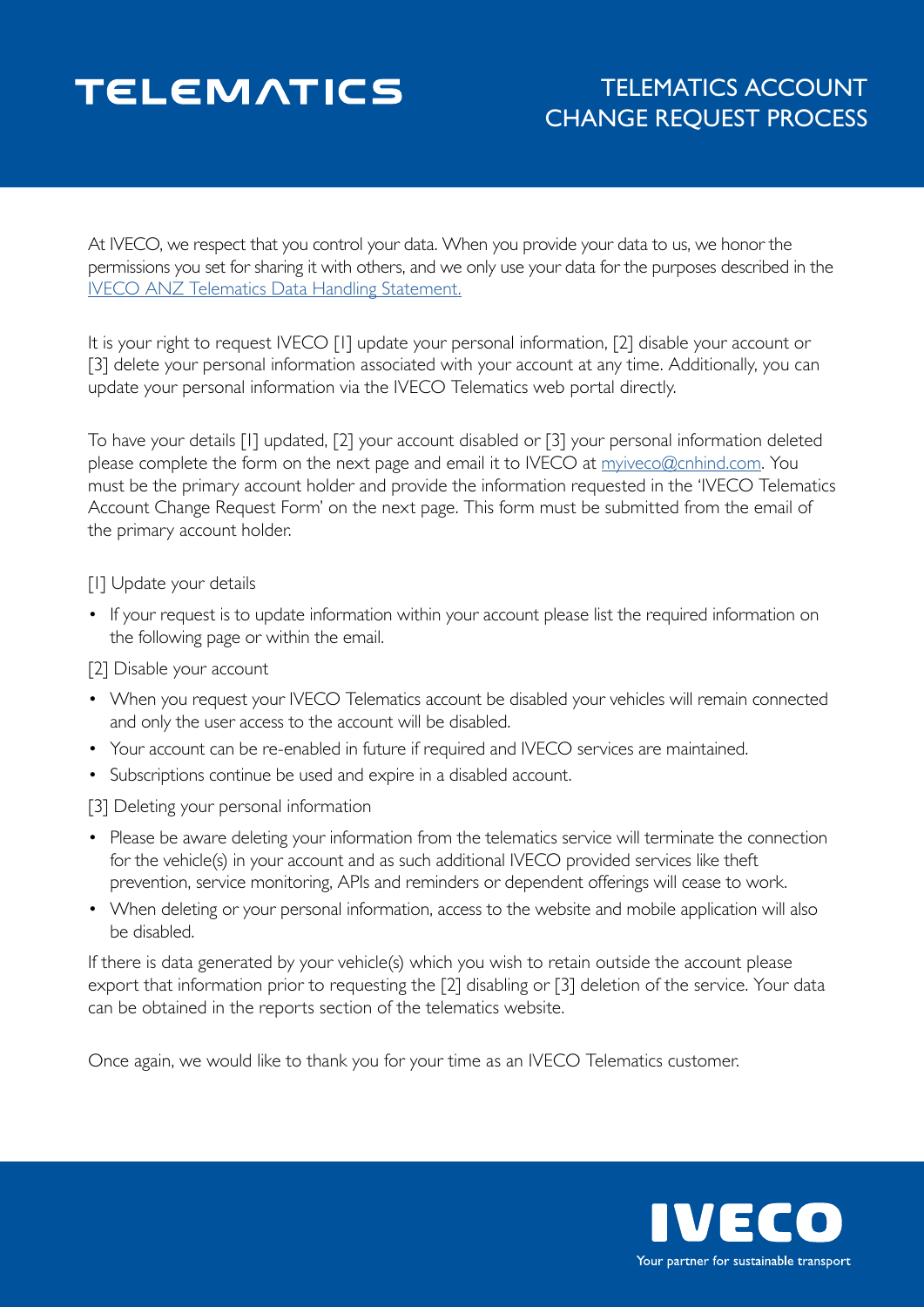# TELEMATICS

## TELEMATICS ACCOUNT CHANGE REQUEST PROCESS

At IVECO, we respect that you control your data. When you provide your data to us, we honor the permissions you set for sharing it with others, and we only use your data for the purposes described in the [IVECO ANZ Telematics Data Handling Statement.]()

It is your right to request IVECO [1] update your personal information, [2] disable your account or [3] delete your personal information associated with your account at any time. Additionally, you can update your personal information via the IVECO Telematics web portal directly.

To have your details [1] updated, [2] your account disabled or [3] your personal information deleted please complete the form on the next page and email it to IVECO at [myiveco@cnhind.com](mailto:myiveco@cnhind.com). You must be the primary account holder and provide the information requested in the 'IVECO Telematics Account Change Request Form' on the next page. This form must be submitted from the email of the primary account holder.

[1] Update your details

- If your request is to update information within your account please list the required information on the following page or within the email.

[2] Disable your account

- When you request your IVECO Telematics account be disabled your vehicles will remain connected and only the user access to the account will be disabled.
- Your account can be re-enabled in future if required and IVECO services are maintained.
- Subscriptions continue be used and expire in a disabled account.

[3] Deleting your personal information

- Please be aware deleting your information from the telematics service will terminate the connection for the vehicle(s) in your account and as such additional IVECO provided services like theft prevention, service monitoring, APIs and reminders or dependent offerings will cease to work.
- When deleting or your personal information, access to the website and mobile application will also be disabled.

If there is data generated by your vehicle(s) which you wish to retain outside the account please export that information prior to requesting the [2] disabling or [3] deletion of the service. Your data can be obtained in the reports section of the telematics website.

Once again, we would like to thank you for your time as an IVECO Telematics customer.

IVECO
Your partner for sustainable transport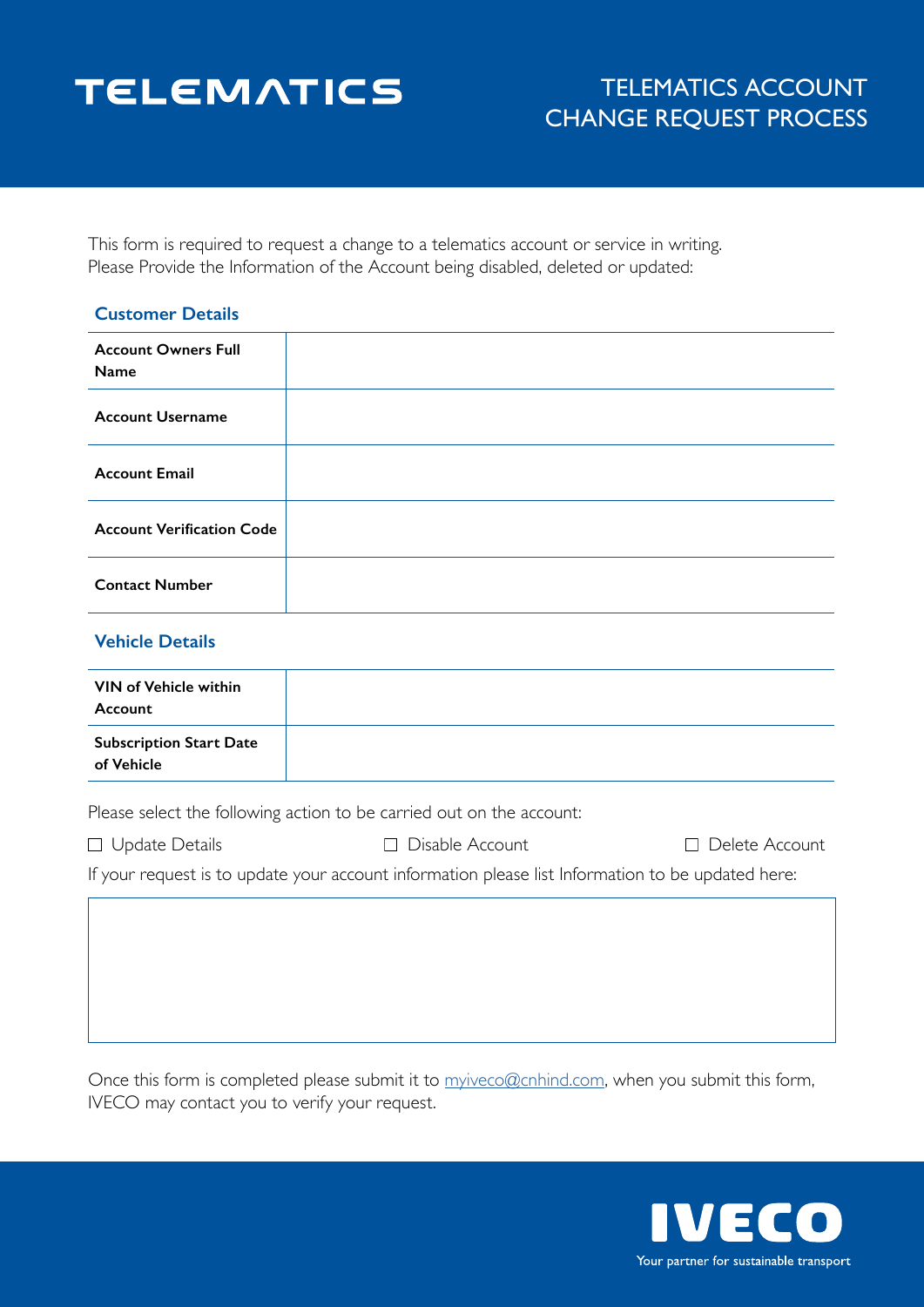# TELEMATICS

## TELEMATICS ACCOUNT CHANGE REQUEST PROCESS

This form is required to request a change to a telematics account or service in writing.
Please Provide the Information of the Account being disabled, deleted or updated:

### Customer Details

| | |
|---|---|
| **Account Owners Full Name** | |
| **Account Username** | |
| **Account Email** | |
| **Account Verification Code** | |
| **Contact Number** | |

### Vehicle Details

| | |
|---|---|
| **VIN of Vehicle within Account** | |
| **Subscription Start Date of Vehicle** | |

Please select the following action to be carried out on the account:

☐ Update Details ☐ Disable Account ☐ Delete Account

If your request is to update your account information please list Information to be updated here:

| |
|---|
| |

Once this form is completed please submit it to myiveco@cnhind.com, when you submit this form, IVECO may contact you to verify your request.

IVECO
Your partner for sustainable transport